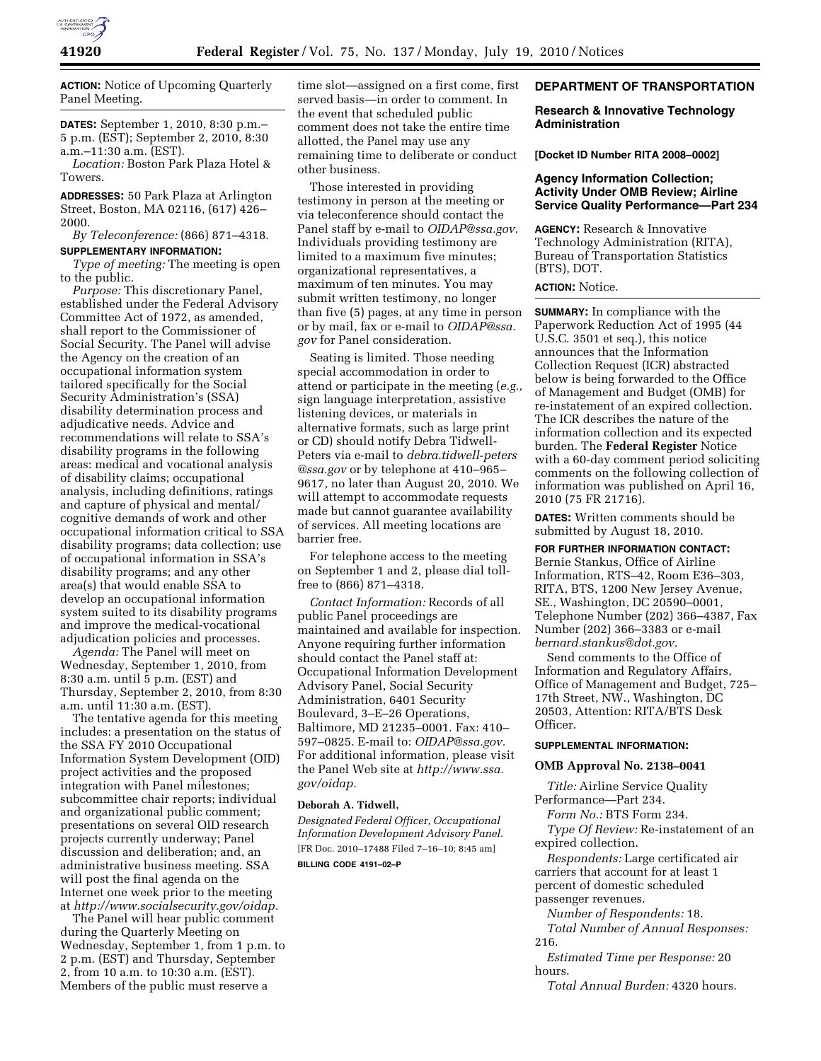**ACTION:** Notice of Upcoming Quarterly Panel Meeting.

**DATES:** September 1, 2010, 8:30 p.m.–5 p.m. (EST); September 2, 2010, 8:30 a.m.–11:30 a.m. (EST).

*Location:* Boston Park Plaza Hotel & Towers.

**ADDRESSES:** 50 Park Plaza at Arlington Street, Boston, MA 02116, (617) 426–2000.

*By Teleconference:* (866) 871–4318.

**SUPPLEMENTARY INFORMATION:**

*Type of meeting:* The meeting is open to the public.

*Purpose:* This discretionary Panel, established under the Federal Advisory Committee Act of 1972, as amended, shall report to the Commissioner of Social Security. The Panel will advise the Agency on the creation of an occupational information system tailored specifically for the Social Security Administration's (SSA) disability determination process and adjudicative needs. Advice and recommendations will relate to SSA's disability programs in the following areas: medical and vocational analysis of disability claims; occupational analysis, including definitions, ratings and capture of physical and mental/cognitive demands of work and other occupational information critical to SSA disability programs; data collection; use of occupational information in SSA's disability programs; and any other area(s) that would enable SSA to develop an occupational information system suited to its disability programs and improve the medical-vocational adjudication policies and processes.

*Agenda:* The Panel will meet on Wednesday, September 1, 2010, from 8:30 a.m. until 5 p.m. (EST) and Thursday, September 2, 2010, from 8:30 a.m. until 11:30 a.m. (EST).

The tentative agenda for this meeting includes: a presentation on the status of the SSA FY 2010 Occupational Information System Development (OID) project activities and the proposed integration with Panel milestones; subcommittee chair reports; individual and organizational public comment; presentations on several OID research projects currently underway; Panel discussion and deliberation; and, an administrative business meeting. SSA will post the final agenda on the Internet one week prior to the meeting at *http://www.socialsecurity.gov/oidap.*

The Panel will hear public comment during the Quarterly Meeting on Wednesday, September 1, from 1 p.m. to 2 p.m. (EST) and Thursday, September 2, from 10 a.m. to 10:30 a.m. (EST). Members of the public must reserve a time slot—assigned on a first come, first served basis—in order to comment. In the event that scheduled public comment does not take the entire time allotted, the Panel may use any remaining time to deliberate or conduct other business.

Those interested in providing testimony in person at the meeting or via teleconference should contact the Panel staff by e-mail to *OIDAP@ssa.gov.* Individuals providing testimony are limited to a maximum five minutes; organizational representatives, a maximum of ten minutes. You may submit written testimony, no longer than five (5) pages, at any time in person or by mail, fax or e-mail to *OIDAP@ssa.gov* for Panel consideration.

Seating is limited. Those needing special accommodation in order to attend or participate in the meeting (*e.g.,* sign language interpretation, assistive listening devices, or materials in alternative formats, such as large print or CD) should notify Debra Tidwell-Peters via e-mail to *debra.tidwell-peters@ssa.gov* or by telephone at 410–965–9617, no later than August 20, 2010. We will attempt to accommodate requests made but cannot guarantee availability of services. All meeting locations are barrier free.

For telephone access to the meeting on September 1 and 2, please dial toll-free to (866) 871–4318.

*Contact Information:* Records of all public Panel proceedings are maintained and available for inspection. Anyone requiring further information should contact the Panel staff at: Occupational Information Development Advisory Panel, Social Security Administration, 6401 Security Boulevard, 3–E–26 Operations, Baltimore, MD 21235–0001. Fax: 410–597–0825. E-mail to: *OIDAP@ssa.gov.* For additional information, please visit the Panel Web site at *http://www.ssa.gov/oidap.*

**Deborah A. Tidwell,**

*Designated Federal Officer, Occupational Information Development Advisory Panel.*

[FR Doc. 2010–17488 Filed 7–16–10; 8:45 am]

**BILLING CODE 4191–02–P**

## DEPARTMENT OF TRANSPORTATION

### Research & Innovative Technology Administration

**[Docket ID Number RITA 2008–0002]**

### Agency Information Collection; Activity Under OMB Review; Airline Service Quality Performance—Part 234

**AGENCY:** Research & Innovative Technology Administration (RITA), Bureau of Transportation Statistics (BTS), DOT.

**ACTION:** Notice.

**SUMMARY:** In compliance with the Paperwork Reduction Act of 1995 (44 U.S.C. 3501 et seq.), this notice announces that the Information Collection Request (ICR) abstracted below is being forwarded to the Office of Management and Budget (OMB) for re-instatement of an expired collection. The ICR describes the nature of the information collection and its expected burden. The **Federal Register** Notice with a 60-day comment period soliciting comments on the following collection of information was published on April 16, 2010 (75 FR 21716).

**DATES:** Written comments should be submitted by August 18, 2010.

**FOR FURTHER INFORMATION CONTACT:** Bernie Stankus, Office of Airline Information, RTS–42, Room E36–303, RITA, BTS, 1200 New Jersey Avenue, SE., Washington, DC 20590–0001, Telephone Number (202) 366–4387, Fax Number (202) 366–3383 or e-mail *bernard.stankus@dot.gov.*

Send comments to the Office of Information and Regulatory Affairs, Office of Management and Budget, 725–17th Street, NW., Washington, DC 20503, Attention: RITA/BTS Desk Officer.

**SUPPLEMENTAL INFORMATION:**

**OMB Approval No. 2138–0041**

*Title:* Airline Service Quality Performance—Part 234.

*Form No.:* BTS Form 234.

*Type Of Review:* Re-instatement of an expired collection.

*Respondents:* Large certificated air carriers that account for at least 1 percent of domestic scheduled passenger revenues.

*Number of Respondents:* 18.

*Total Number of Annual Responses:* 216.

*Estimated Time per Response:* 20 hours.

*Total Annual Burden:* 4320 hours.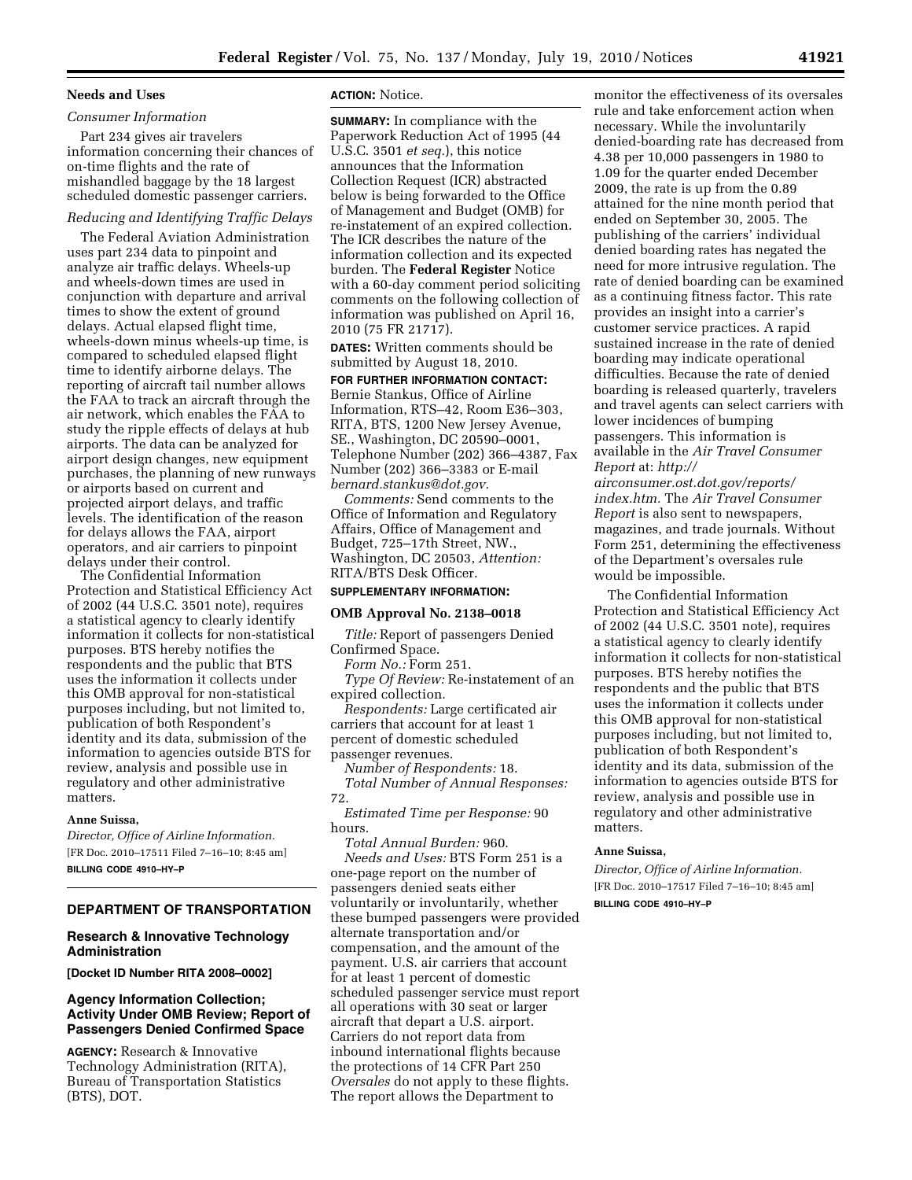**Needs and Uses**

*Consumer Information*

Part 234 gives air travelers information concerning their chances of on-time flights and the rate of mishandled baggage by the 18 largest scheduled domestic passenger carriers.

*Reducing and Identifying Traffic Delays*

The Federal Aviation Administration uses part 234 data to pinpoint and analyze air traffic delays. Wheels-up and wheels-down times are used in conjunction with departure and arrival times to show the extent of ground delays. Actual elapsed flight time, wheels-down minus wheels-up time, is compared to scheduled elapsed flight time to identify airborne delays. The reporting of aircraft tail number allows the FAA to track an aircraft through the air network, which enables the FAA to study the ripple effects of delays at hub airports. The data can be analyzed for airport design changes, new equipment purchases, the planning of new runways or airports based on current and projected airport delays, and traffic levels. The identification of the reason for delays allows the FAA, airport operators, and air carriers to pinpoint delays under their control.

The Confidential Information Protection and Statistical Efficiency Act of 2002 (44 U.S.C. 3501 note), requires a statistical agency to clearly identify information it collects for non-statistical purposes. BTS hereby notifies the respondents and the public that BTS uses the information it collects under this OMB approval for non-statistical purposes including, but not limited to, publication of both Respondent's identity and its data, submission of the information to agencies outside BTS for review, analysis and possible use in regulatory and other administrative matters.

**Anne Suissa,**

*Director, Office of Airline Information.*

[FR Doc. 2010–17511 Filed 7–16–10; 8:45 am]

**BILLING CODE 4910–HY–P**

---

## DEPARTMENT OF TRANSPORTATION

### Research & Innovative Technology Administration

**[Docket ID Number RITA 2008–0002]**

### Agency Information Collection; Activity Under OMB Review; Report of Passengers Denied Confirmed Space

**AGENCY:** Research & Innovative Technology Administration (RITA), Bureau of Transportation Statistics (BTS), DOT.

**ACTION:** Notice.

**SUMMARY:** In compliance with the Paperwork Reduction Act of 1995 (44 U.S.C. 3501 *et seq.*), this notice announces that the Information Collection Request (ICR) abstracted below is being forwarded to the Office of Management and Budget (OMB) for re-instatement of an expired collection. The ICR describes the nature of the information collection and its expected burden. The **Federal Register** Notice with a 60-day comment period soliciting comments on the following collection of information was published on April 16, 2010 (75 FR 21717).

**DATES:** Written comments should be submitted by August 18, 2010.

**FOR FURTHER INFORMATION CONTACT:** Bernie Stankus, Office of Airline Information, RTS–42, Room E36–303, RITA, BTS, 1200 New Jersey Avenue, SE., Washington, DC 20590–0001, Telephone Number (202) 366–4387, Fax Number (202) 366–3383 or E-mail *bernard.stankus@dot.gov.*

*Comments:* Send comments to the Office of Information and Regulatory Affairs, Office of Management and Budget, 725–17th Street, NW., Washington, DC 20503, *Attention:* RITA/BTS Desk Officer.

**SUPPLEMENTARY INFORMATION:**

**OMB Approval No. 2138–0018**

*Title:* Report of passengers Denied Confirmed Space.

*Form No.:* Form 251.

*Type Of Review:* Re-instatement of an expired collection.

*Respondents:* Large certificated air carriers that account for at least 1 percent of domestic scheduled passenger revenues.

*Number of Respondents:* 18.

*Total Number of Annual Responses:* 72.

*Estimated Time per Response:* 90 hours.

*Total Annual Burden:* 960.

*Needs and Uses:* BTS Form 251 is a one-page report on the number of passengers denied seats either voluntarily or involuntarily, whether these bumped passengers were provided alternate transportation and/or compensation, and the amount of the payment. U.S. air carriers that account for at least 1 percent of domestic scheduled passenger service must report all operations with 30 seat or larger aircraft that depart a U.S. airport. Carriers do not report data from inbound international flights because the protections of 14 CFR Part 250 *Oversales* do not apply to these flights. The report allows the Department to monitor the effectiveness of its oversales rule and take enforcement action when necessary. While the involuntarily denied-boarding rate has decreased from 4.38 per 10,000 passengers in 1980 to 1.09 for the quarter ended December 2009, the rate is up from the 0.89 attained for the nine month period that ended on September 30, 2005. The publishing of the carriers' individual denied boarding rates has negated the need for more intrusive regulation. The rate of denied boarding can be examined as a continuing fitness factor. This rate provides an insight into a carrier's customer service practices. A rapid sustained increase in the rate of denied boarding may indicate operational difficulties. Because the rate of denied boarding is released quarterly, travelers and travel agents can select carriers with lower incidences of bumping passengers. This information is available in the *Air Travel Consumer Report* at: *http://airconsumer.ost.dot.gov/reports/index.htm.* The *Air Travel Consumer Report* is also sent to newspapers, magazines, and trade journals. Without Form 251, determining the effectiveness of the Department's oversales rule would be impossible.

The Confidential Information Protection and Statistical Efficiency Act of 2002 (44 U.S.C. 3501 note), requires a statistical agency to clearly identify information it collects for non-statistical purposes. BTS hereby notifies the respondents and the public that BTS uses the information it collects under this OMB approval for non-statistical purposes including, but not limited to, publication of both Respondent's identity and its data, submission of the information to agencies outside BTS for review, analysis and possible use in regulatory and other administrative matters.

**Anne Suissa,**

*Director, Office of Airline Information.*

[FR Doc. 2010–17517 Filed 7–16–10; 8:45 am]

**BILLING CODE 4910–HY–P**